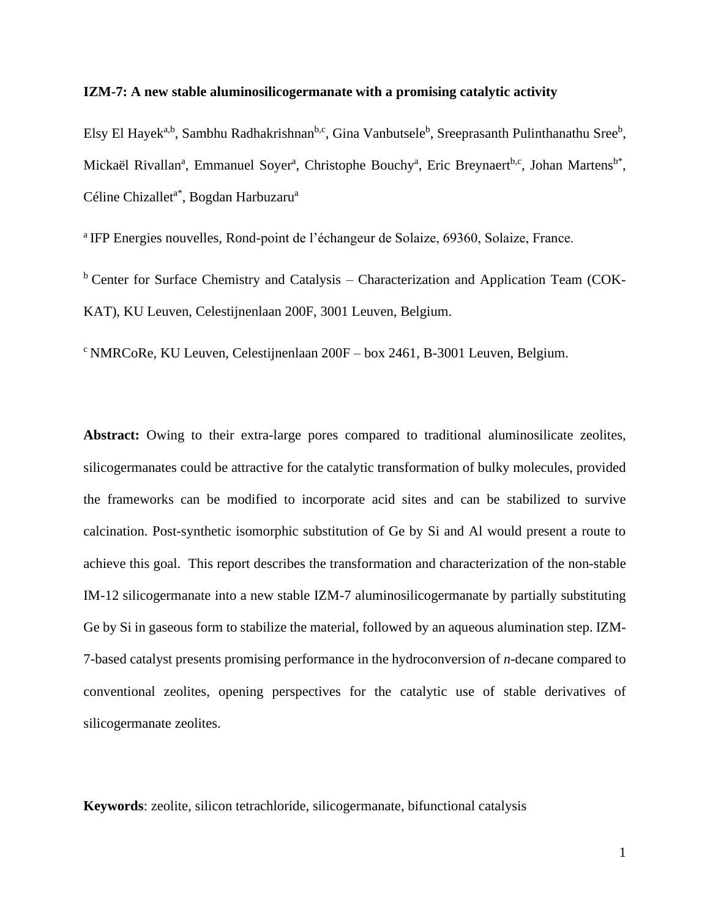# IZM-7: A new stable aluminosilicogermanate with a promising catalytic activity

Elsy El Hayek[a,b], Sambhu Radhakrishnan[b,c], Gina Vanbutsele[b], Sreeprasanth Pulinthanathu Sree[b], Mickaël Rivallan[a], Emmanuel Soyer[a], Christophe Bouchy[a], Eric Breynaert[b,c], Johan Martens[b*], Céline Chizallet[a*], Bogdan Harbuzaru[a]

[a] IFP Energies nouvelles, Rond-point de l'échangeur de Solaize, 69360, Solaize, France.

[b] Center for Surface Chemistry and Catalysis – Characterization and Application Team (COK-KAT), KU Leuven, Celestijnenlaan 200F, 3001 Leuven, Belgium.

[c] NMRCoRe, KU Leuven, Celestijnenlaan 200F – box 2461, B-3001 Leuven, Belgium.

**Abstract:** Owing to their extra-large pores compared to traditional aluminosilicate zeolites, silicogermanates could be attractive for the catalytic transformation of bulky molecules, provided the frameworks can be modified to incorporate acid sites and can be stabilized to survive calcination. Post-synthetic isomorphic substitution of Ge by Si and Al would present a route to achieve this goal. This report describes the transformation and characterization of the non-stable IM-12 silicogermanate into a new stable IZM-7 aluminosilicogermanate by partially substituting Ge by Si in gaseous form to stabilize the material, followed by an aqueous alumination step. IZM-7-based catalyst presents promising performance in the hydroconversion of *n*-decane compared to conventional zeolites, opening perspectives for the catalytic use of stable derivatives of silicogermanate zeolites.

**Keywords**: zeolite, silicon tetrachloride, silicogermanate, bifunctional catalysis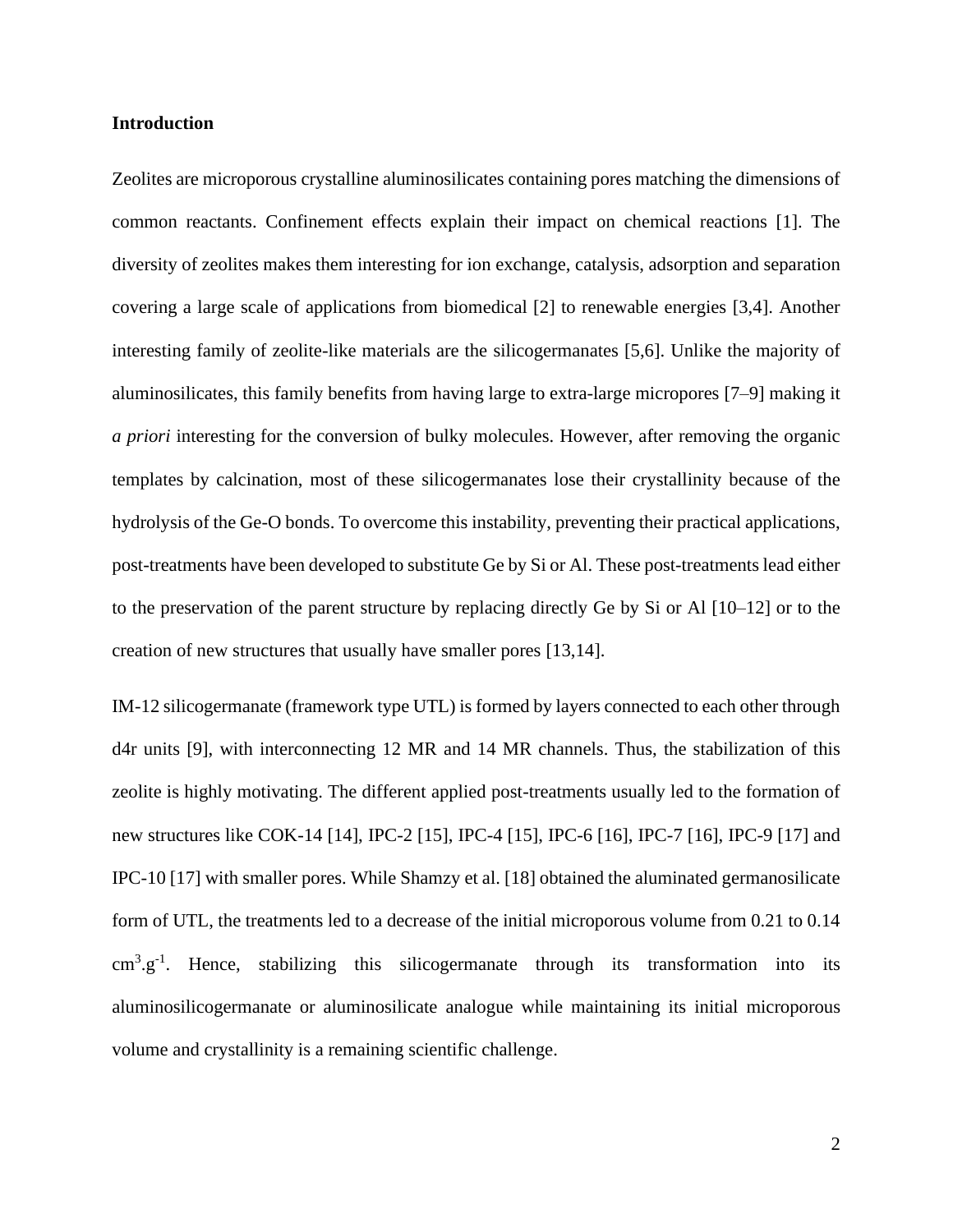## Introduction

Zeolites are microporous crystalline aluminosilicates containing pores matching the dimensions of common reactants. Confinement effects explain their impact on chemical reactions [1]. The diversity of zeolites makes them interesting for ion exchange, catalysis, adsorption and separation covering a large scale of applications from biomedical [2] to renewable energies [3,4]. Another interesting family of zeolite-like materials are the silicogermanates [5,6]. Unlike the majority of aluminosilicates, this family benefits from having large to extra-large micropores [7–9] making it *a priori* interesting for the conversion of bulky molecules. However, after removing the organic templates by calcination, most of these silicogermanates lose their crystallinity because of the hydrolysis of the Ge-O bonds. To overcome this instability, preventing their practical applications, post-treatments have been developed to substitute Ge by Si or Al. These post-treatments lead either to the preservation of the parent structure by replacing directly Ge by Si or Al [10–12] or to the creation of new structures that usually have smaller pores [13,14].

IM-12 silicogermanate (framework type UTL) is formed by layers connected to each other through d4r units [9], with interconnecting 12 MR and 14 MR channels. Thus, the stabilization of this zeolite is highly motivating. The different applied post-treatments usually led to the formation of new structures like COK-14 [14], IPC-2 [15], IPC-4 [15], IPC-6 [16], IPC-7 [16], IPC-9 [17] and IPC-10 [17] with smaller pores. While Shamzy et al. [18] obtained the aluminated germanosilicate form of UTL, the treatments led to a decrease of the initial microporous volume from 0.21 to 0.14 $cm^3.g^{-1}$. Hence, stabilizing this silicogermanate through its transformation into its aluminosilicogermanate or aluminosilicate analogue while maintaining its initial microporous volume and crystallinity is a remaining scientific challenge.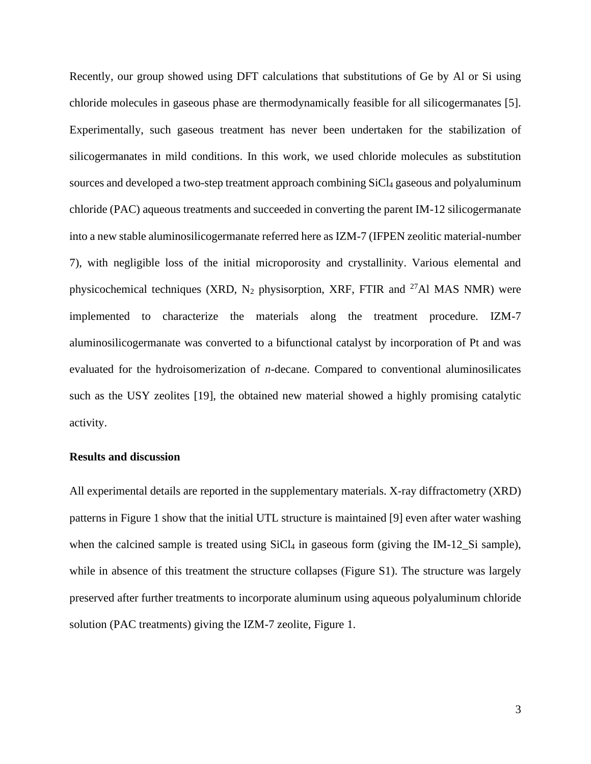Recently, our group showed using DFT calculations that substitutions of Ge by Al or Si using chloride molecules in gaseous phase are thermodynamically feasible for all silicogermanates [5]. Experimentally, such gaseous treatment has never been undertaken for the stabilization of silicogermanates in mild conditions. In this work, we used chloride molecules as substitution sources and developed a two-step treatment approach combining $SiCl_4$ gaseous and polyaluminum chloride (PAC) aqueous treatments and succeeded in converting the parent IM-12 silicogermanate into a new stable aluminosilicogermanate referred here as IZM-7 (IFPEN zeolitic material-number 7), with negligible loss of the initial microporosity and crystallinity. Various elemental and physicochemical techniques (XRD, $N_2$ physisorption, XRF, FTIR and $^{27}$Al MAS NMR) were implemented to characterize the materials along the treatment procedure. IZM-7 aluminosilicogermanate was converted to a bifunctional catalyst by incorporation of Pt and was evaluated for the hydroisomerization of *n*-decane. Compared to conventional aluminosilicates such as the USY zeolites [19], the obtained new material showed a highly promising catalytic activity.

## Results and discussion

All experimental details are reported in the supplementary materials. X-ray diffractometry (XRD) patterns in Figure 1 show that the initial UTL structure is maintained [9] even after water washing when the calcined sample is treated using $SiCl_4$ in gaseous form (giving the IM-12_Si sample), while in absence of this treatment the structure collapses (Figure S1). The structure was largely preserved after further treatments to incorporate aluminum using aqueous polyaluminum chloride solution (PAC treatments) giving the IZM-7 zeolite, Figure 1.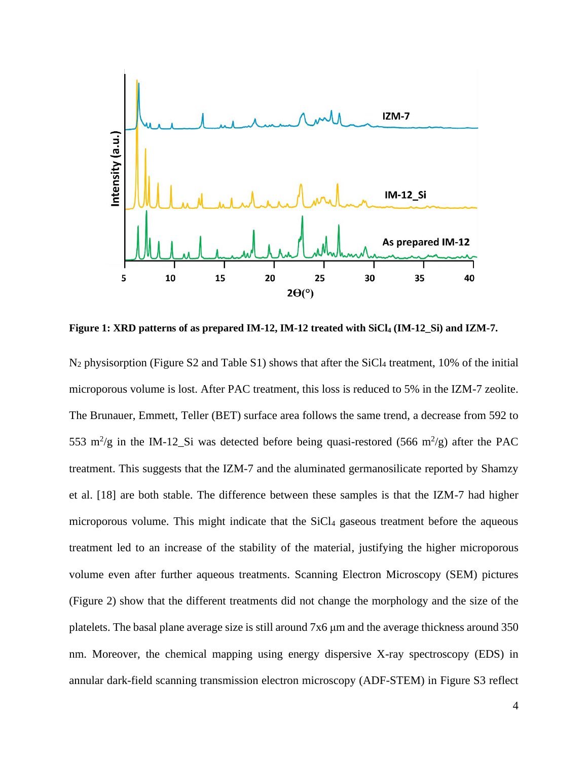**Figure 1: XRD patterns of as prepared IM-12, IM-12 treated with $SiCl_4$ (IM-12_Si) and IZM-7.**

$N_2$ physisorption (Figure S2 and Table S1) shows that after the $SiCl_4$ treatment, 10% of the initial microporous volume is lost. After PAC treatment, this loss is reduced to 5% in the IZM-7 zeolite. The Brunauer, Emmett, Teller (BET) surface area follows the same trend, a decrease from 592 to 553 $m^2/g$ in the IM-12_Si was detected before being quasi-restored (566 $m^2/g$) after the PAC treatment. This suggests that the IZM-7 and the aluminated germanosilicate reported by Shamzy et al. [18] are both stable. The difference between these samples is that the IZM-7 had higher microporous volume. This might indicate that the $SiCl_4$ gaseous treatment before the aqueous treatment led to an increase of the stability of the material, justifying the higher microporous volume even after further aqueous treatments. Scanning Electron Microscopy (SEM) pictures (Figure 2) show that the different treatments did not change the morphology and the size of the platelets. The basal plane average size is still around 7x6 μm and the average thickness around 350 nm. Moreover, the chemical mapping using energy dispersive X-ray spectroscopy (EDS) in annular dark-field scanning transmission electron microscopy (ADF-STEM) in Figure S3 reflect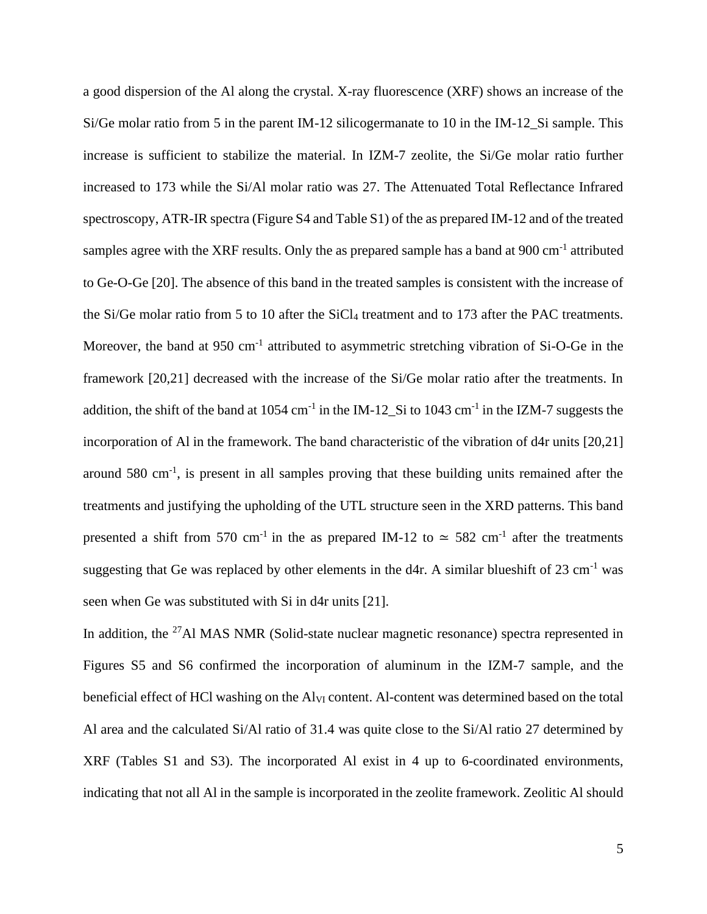a good dispersion of the Al along the crystal. X-ray fluorescence (XRF) shows an increase of the Si/Ge molar ratio from 5 in the parent IM-12 silicogermanate to 10 in the IM-12_Si sample. This increase is sufficient to stabilize the material. In IZM-7 zeolite, the Si/Ge molar ratio further increased to 173 while the Si/Al molar ratio was 27. The Attenuated Total Reflectance Infrared spectroscopy, ATR-IR spectra (Figure S4 and Table S1) of the as prepared IM-12 and of the treated samples agree with the XRF results. Only the as prepared sample has a band at 900 $cm^{-1}$ attributed to Ge-O-Ge [20]. The absence of this band in the treated samples is consistent with the increase of the Si/Ge molar ratio from 5 to 10 after the $SiCl_4$ treatment and to 173 after the PAC treatments. Moreover, the band at 950 $cm^{-1}$ attributed to asymmetric stretching vibration of Si-O-Ge in the framework [20,21] decreased with the increase of the Si/Ge molar ratio after the treatments. In addition, the shift of the band at 1054 $cm^{-1}$ in the IM-12_Si to 1043 $cm^{-1}$ in the IZM-7 suggests the incorporation of Al in the framework. The band characteristic of the vibration of d4r units [20,21] around 580 $cm^{-1}$, is present in all samples proving that these building units remained after the treatments and justifying the upholding of the UTL structure seen in the XRD patterns. This band presented a shift from 570 $cm^{-1}$ in the as prepared IM-12 to $\simeq$ 582 $cm^{-1}$ after the treatments suggesting that Ge was replaced by other elements in the d4r. A similar blueshift of 23 $cm^{-1}$ was seen when Ge was substituted with Si in d4r units [21].

In addition, the $^{27}Al$ MAS NMR (Solid-state nuclear magnetic resonance) spectra represented in Figures S5 and S6 confirmed the incorporation of aluminum in the IZM-7 sample, and the beneficial effect of HCl washing on the $Al_{VI}$ content. Al-content was determined based on the total Al area and the calculated Si/Al ratio of 31.4 was quite close to the Si/Al ratio 27 determined by XRF (Tables S1 and S3). The incorporated Al exist in 4 up to 6-coordinated environments, indicating that not all Al in the sample is incorporated in the zeolite framework. Zeolitic Al should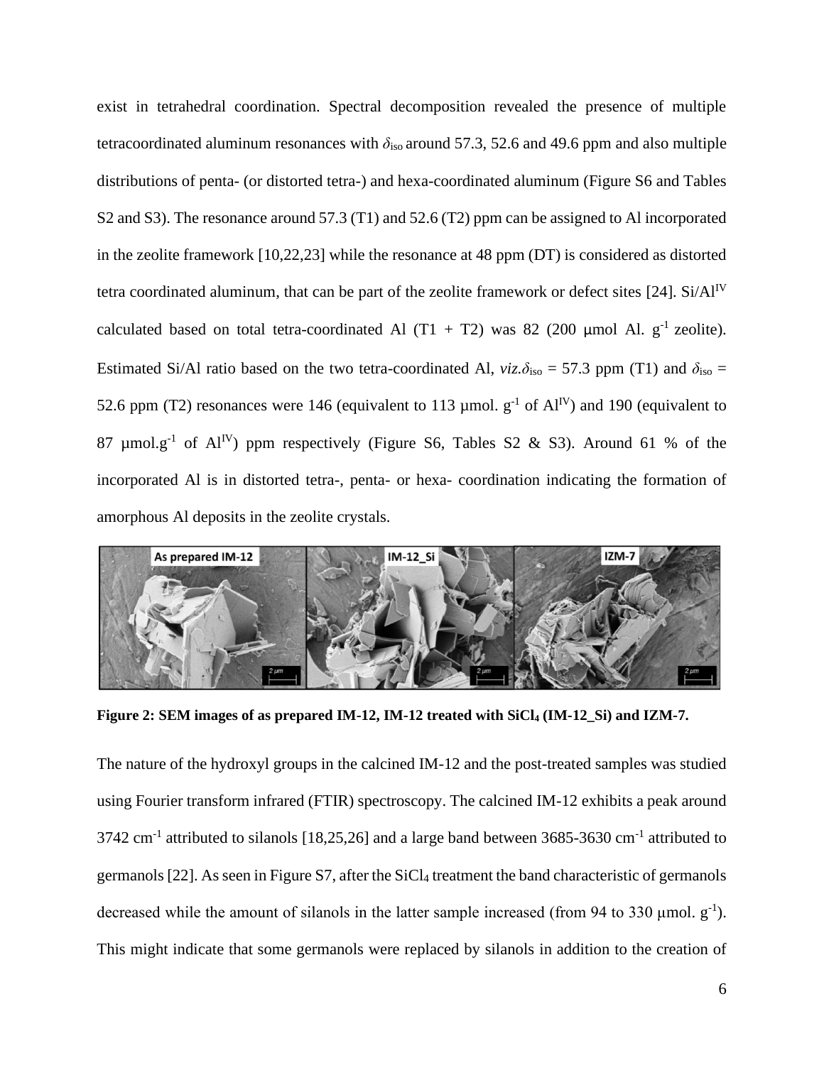exist in tetrahedral coordination. Spectral decomposition revealed the presence of multiple tetracoordinated aluminum resonances with $\delta_{iso}$ around 57.3, 52.6 and 49.6 ppm and also multiple distributions of penta- (or distorted tetra-) and hexa-coordinated aluminum (Figure S6 and Tables S2 and S3). The resonance around 57.3 (T1) and 52.6 (T2) ppm can be assigned to Al incorporated in the zeolite framework [10,22,23] while the resonance at 48 ppm (DT) is considered as distorted tetra coordinated aluminum, that can be part of the zeolite framework or defect sites [24]. $Si/Al^{IV}$ calculated based on total tetra-coordinated Al (T1 + T2) was 82 (200 μmol Al. $g^{-1}$ zeolite). Estimated Si/Al ratio based on the two tetra-coordinated Al, *viz.*$\delta_{iso}$ = 57.3 ppm (T1) and $\delta_{iso}$ = 52.6 ppm (T2) resonances were 146 (equivalent to 113 µmol. $g^{-1}$ of $Al^{IV}$) and 190 (equivalent to 87 µmol.$g^{-1}$ of $Al^{IV}$) ppm respectively (Figure S6, Tables S2 & S3). Around 61 % of the incorporated Al is in distorted tetra-, penta- or hexa- coordination indicating the formation of amorphous Al deposits in the zeolite crystals.

**Figure 2: SEM images of as prepared IM-12, IM-12 treated with $SiCl_4$ (IM-12_Si) and IZM-7.**

The nature of the hydroxyl groups in the calcined IM-12 and the post-treated samples was studied using Fourier transform infrared (FTIR) spectroscopy. The calcined IM-12 exhibits a peak around 3742 $cm^{-1}$ attributed to silanols [18,25,26] and a large band between 3685-3630 $cm^{-1}$ attributed to germanols [22]. As seen in Figure S7, after the $SiCl_4$ treatment the band characteristic of germanols decreased while the amount of silanols in the latter sample increased (from 94 to 330 μmol. $g^{-1}$). This might indicate that some germanols were replaced by silanols in addition to the creation of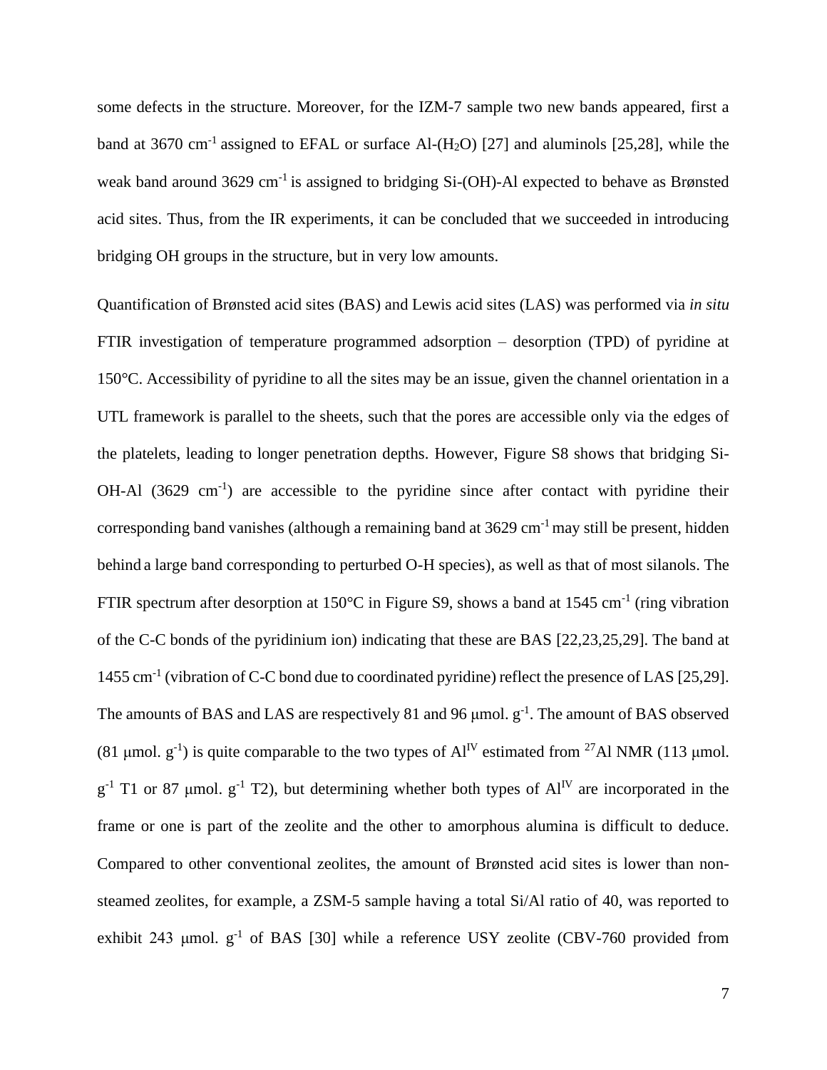some defects in the structure. Moreover, for the IZM-7 sample two new bands appeared, first a band at 3670 $cm^{-1}$ assigned to EFAL or surface Al-($H_2O$) [27] and aluminols [25,28], while the weak band around 3629 $cm^{-1}$ is assigned to bridging Si-(OH)-Al expected to behave as Brønsted acid sites. Thus, from the IR experiments, it can be concluded that we succeeded in introducing bridging OH groups in the structure, but in very low amounts.

Quantification of Brønsted acid sites (BAS) and Lewis acid sites (LAS) was performed via *in situ* FTIR investigation of temperature programmed adsorption – desorption (TPD) of pyridine at 150°C. Accessibility of pyridine to all the sites may be an issue, given the channel orientation in a UTL framework is parallel to the sheets, such that the pores are accessible only via the edges of the platelets, leading to longer penetration depths. However, Figure S8 shows that bridging Si-OH-Al (3629 $cm^{-1}$) are accessible to the pyridine since after contact with pyridine their corresponding band vanishes (although a remaining band at 3629 $cm^{-1}$ may still be present, hidden behind a large band corresponding to perturbed O-H species), as well as that of most silanols. The FTIR spectrum after desorption at 150°C in Figure S9, shows a band at 1545 $cm^{-1}$ (ring vibration of the C-C bonds of the pyridinium ion) indicating that these are BAS [22,23,25,29]. The band at 1455 $cm^{-1}$ (vibration of C-C bond due to coordinated pyridine) reflect the presence of LAS [25,29]. The amounts of BAS and LAS are respectively 81 and 96 μmol. $g^{-1}$. The amount of BAS observed (81 μmol. $g^{-1}$) is quite comparable to the two types of $Al^{IV}$ estimated from $^{27}Al$ NMR (113 μmol. $g^{-1}$ T1 or 87 μmol. $g^{-1}$ T2), but determining whether both types of $Al^{IV}$ are incorporated in the frame or one is part of the zeolite and the other to amorphous alumina is difficult to deduce. Compared to other conventional zeolites, the amount of Brønsted acid sites is lower than non-steamed zeolites, for example, a ZSM-5 sample having a total Si/Al ratio of 40, was reported to exhibit 243 μmol. $g^{-1}$ of BAS [30] while a reference USY zeolite (CBV-760 provided from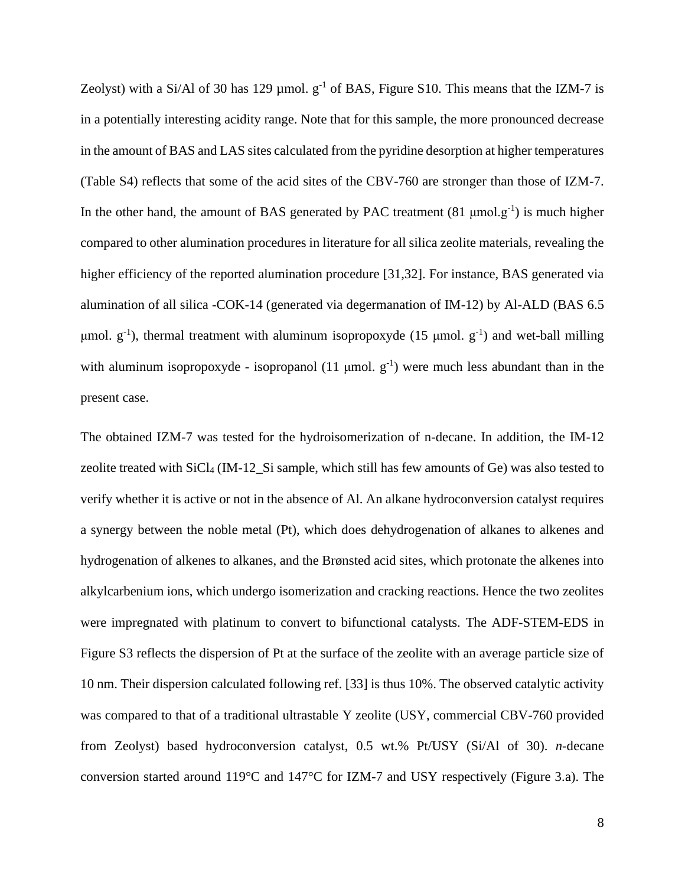Zeolyst) with a Si/Al of 30 has 129 µmol. g$^{-1}$ of BAS, Figure S10. This means that the IZM-7 is in a potentially interesting acidity range. Note that for this sample, the more pronounced decrease in the amount of BAS and LAS sites calculated from the pyridine desorption at higher temperatures (Table S4) reflects that some of the acid sites of the CBV-760 are stronger than those of IZM-7. In the other hand, the amount of BAS generated by PAC treatment (81 µmol.g$^{-1}$) is much higher compared to other alumination procedures in literature for all silica zeolite materials, revealing the higher efficiency of the reported alumination procedure [31,32]. For instance, BAS generated via alumination of all silica -COK-14 (generated via degermanation of IM-12) by Al-ALD (BAS 6.5 µmol. g$^{-1}$), thermal treatment with aluminum isopropoxyde (15 µmol. g$^{-1}$) and wet-ball milling with aluminum isopropoxyde - isopropanol (11 µmol. g$^{-1}$) were much less abundant than in the present case.

The obtained IZM-7 was tested for the hydroisomerization of n-decane. In addition, the IM-12 zeolite treated with $SiCl_4$ (IM-12_Si sample, which still has few amounts of Ge) was also tested to verify whether it is active or not in the absence of Al. An alkane hydroconversion catalyst requires a synergy between the noble metal (Pt), which does dehydrogenation of alkanes to alkenes and hydrogenation of alkenes to alkanes, and the Brønsted acid sites, which protonate the alkenes into alkylcarbenium ions, which undergo isomerization and cracking reactions. Hence the two zeolites were impregnated with platinum to convert to bifunctional catalysts. The ADF-STEM-EDS in Figure S3 reflects the dispersion of Pt at the surface of the zeolite with an average particle size of 10 nm. Their dispersion calculated following ref. [33] is thus 10%. The observed catalytic activity was compared to that of a traditional ultrastable Y zeolite (USY, commercial CBV-760 provided from Zeolyst) based hydroconversion catalyst, 0.5 wt.% Pt/USY (Si/Al of 30). *n*-decane conversion started around 119°C and 147°C for IZM-7 and USY respectively (Figure 3.a). The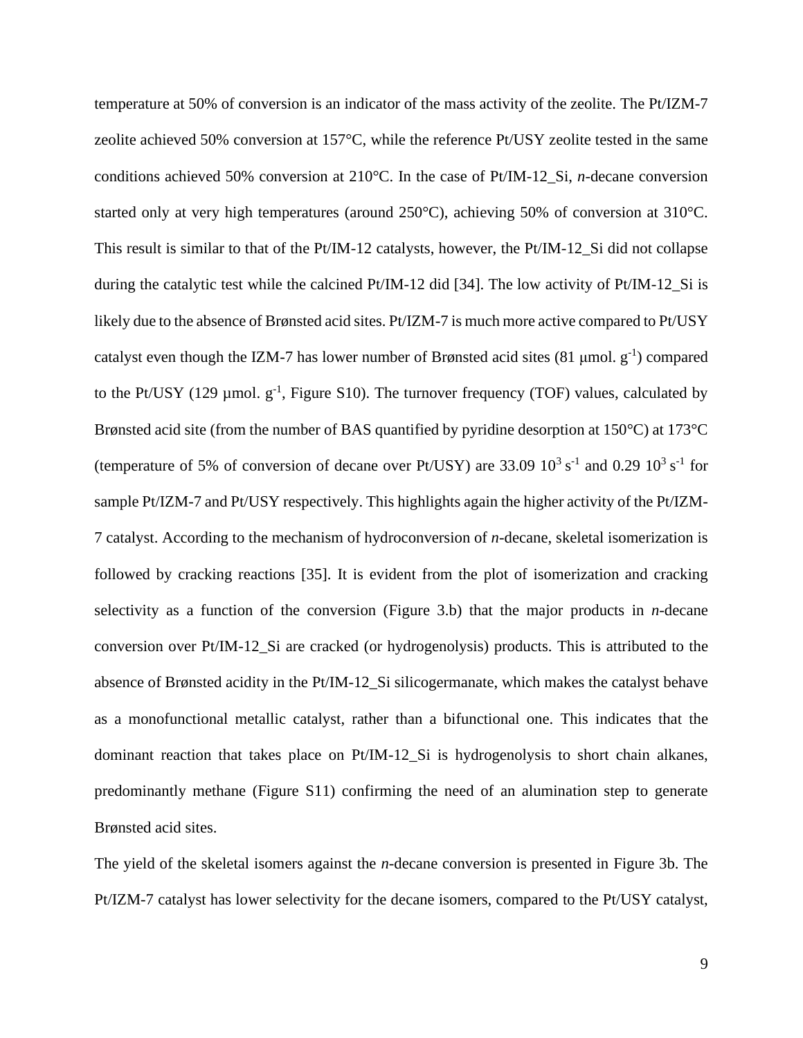temperature at 50% of conversion is an indicator of the mass activity of the zeolite. The Pt/IZM-7 zeolite achieved 50% conversion at 157°C, while the reference Pt/USY zeolite tested in the same conditions achieved 50% conversion at 210°C. In the case of Pt/IM-12_Si, *n*-decane conversion started only at very high temperatures (around 250°C), achieving 50% of conversion at 310°C. This result is similar to that of the Pt/IM-12 catalysts, however, the Pt/IM-12_Si did not collapse during the catalytic test while the calcined Pt/IM-12 did [34]. The low activity of Pt/IM-12_Si is likely due to the absence of Brønsted acid sites. Pt/IZM-7 is much more active compared to Pt/USY catalyst even though the IZM-7 has lower number of Brønsted acid sites (81 µmol. $g^{-1}$) compared to the Pt/USY (129 µmol. $g^{-1}$, Figure S10). The turnover frequency (TOF) values, calculated by Brønsted acid site (from the number of BAS quantified by pyridine desorption at 150°C) at 173°C (temperature of 5% of conversion of decane over Pt/USY) are 33.09 $10^3$ $s^{-1}$ and 0.29 $10^3$ $s^{-1}$ for sample Pt/IZM-7 and Pt/USY respectively. This highlights again the higher activity of the Pt/IZM-7 catalyst. According to the mechanism of hydroconversion of *n*-decane, skeletal isomerization is followed by cracking reactions [35]. It is evident from the plot of isomerization and cracking selectivity as a function of the conversion (Figure 3.b) that the major products in *n*-decane conversion over Pt/IM-12_Si are cracked (or hydrogenolysis) products. This is attributed to the absence of Brønsted acidity in the Pt/IM-12_Si silicogermanate, which makes the catalyst behave as a monofunctional metallic catalyst, rather than a bifunctional one. This indicates that the dominant reaction that takes place on Pt/IM-12_Si is hydrogenolysis to short chain alkanes, predominantly methane (Figure S11) confirming the need of an alumination step to generate Brønsted acid sites.

The yield of the skeletal isomers against the *n*-decane conversion is presented in Figure 3b. The Pt/IZM-7 catalyst has lower selectivity for the decane isomers, compared to the Pt/USY catalyst,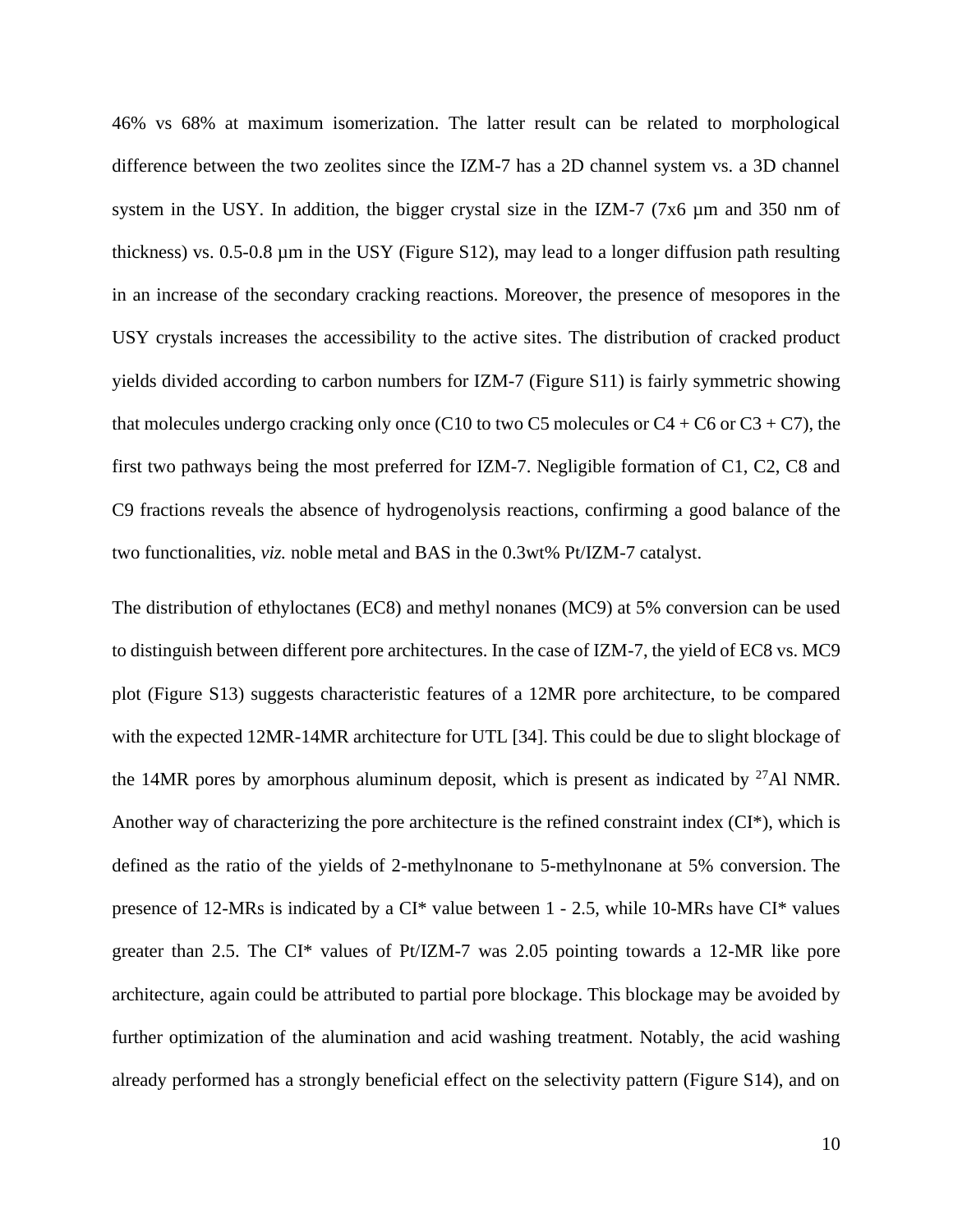46% vs 68% at maximum isomerization. The latter result can be related to morphological difference between the two zeolites since the IZM-7 has a 2D channel system vs. a 3D channel system in the USY. In addition, the bigger crystal size in the IZM-7 (7x6 µm and 350 nm of thickness) vs. 0.5-0.8 µm in the USY (Figure S12), may lead to a longer diffusion path resulting in an increase of the secondary cracking reactions. Moreover, the presence of mesopores in the USY crystals increases the accessibility to the active sites. The distribution of cracked product yields divided according to carbon numbers for IZM-7 (Figure S11) is fairly symmetric showing that molecules undergo cracking only once (C10 to two C5 molecules or C4 + C6 or C3 + C7), the first two pathways being the most preferred for IZM-7. Negligible formation of C1, C2, C8 and C9 fractions reveals the absence of hydrogenolysis reactions, confirming a good balance of the two functionalities, *viz.* noble metal and BAS in the 0.3wt% Pt/IZM-7 catalyst.

The distribution of ethyloctanes (EC8) and methyl nonanes (MC9) at 5% conversion can be used to distinguish between different pore architectures. In the case of IZM-7, the yield of EC8 vs. MC9 plot (Figure S13) suggests characteristic features of a 12MR pore architecture, to be compared with the expected 12MR-14MR architecture for UTL [34]. This could be due to slight blockage of the 14MR pores by amorphous aluminum deposit, which is present as indicated by $^{27}$Al NMR. Another way of characterizing the pore architecture is the refined constraint index (CI*), which is defined as the ratio of the yields of 2-methylnonane to 5-methylnonane at 5% conversion. The presence of 12-MRs is indicated by a CI* value between 1 - 2.5, while 10-MRs have CI* values greater than 2.5. The CI* values of Pt/IZM-7 was 2.05 pointing towards a 12-MR like pore architecture, again could be attributed to partial pore blockage. This blockage may be avoided by further optimization of the alumination and acid washing treatment. Notably, the acid washing already performed has a strongly beneficial effect on the selectivity pattern (Figure S14), and on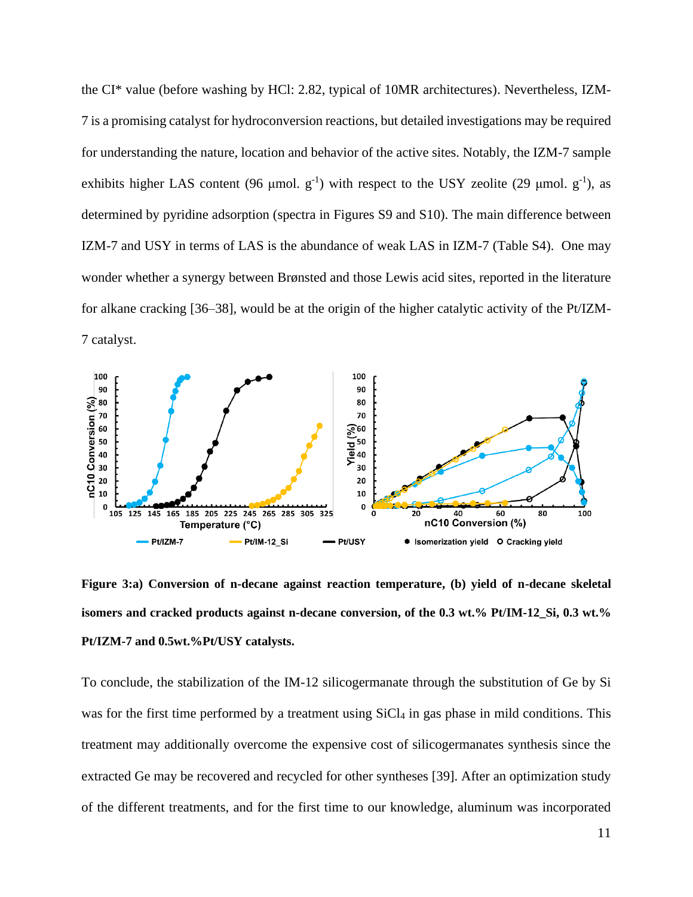the CI* value (before washing by HCl: 2.82, typical of 10MR architectures). Nevertheless, IZM-7 is a promising catalyst for hydroconversion reactions, but detailed investigations may be required for understanding the nature, location and behavior of the active sites. Notably, the IZM-7 sample exhibits higher LAS content (96 μmol. $g^{-1}$) with respect to the USY zeolite (29 μmol. $g^{-1}$), as determined by pyridine adsorption (spectra in Figures S9 and S10). The main difference between IZM-7 and USY in terms of LAS is the abundance of weak LAS in IZM-7 (Table S4). One may wonder whether a synergy between Brønsted and those Lewis acid sites, reported in the literature for alkane cracking [36–38], would be at the origin of the higher catalytic activity of the Pt/IZM-7 catalyst.

**Figure 3:a) Conversion of n-decane against reaction temperature, (b) yield of n-decane skeletal isomers and cracked products against n-decane conversion, of the 0.3 wt.% Pt/IM-12_Si, 0.3 wt.% Pt/IZM-7 and 0.5wt.%Pt/USY catalysts.**

To conclude, the stabilization of the IM-12 silicogermanate through the substitution of Ge by Si was for the first time performed by a treatment using $SiCl_4$ in gas phase in mild conditions. This treatment may additionally overcome the expensive cost of silicogermanates synthesis since the extracted Ge may be recovered and recycled for other syntheses [39]. After an optimization study of the different treatments, and for the first time to our knowledge, aluminum was incorporated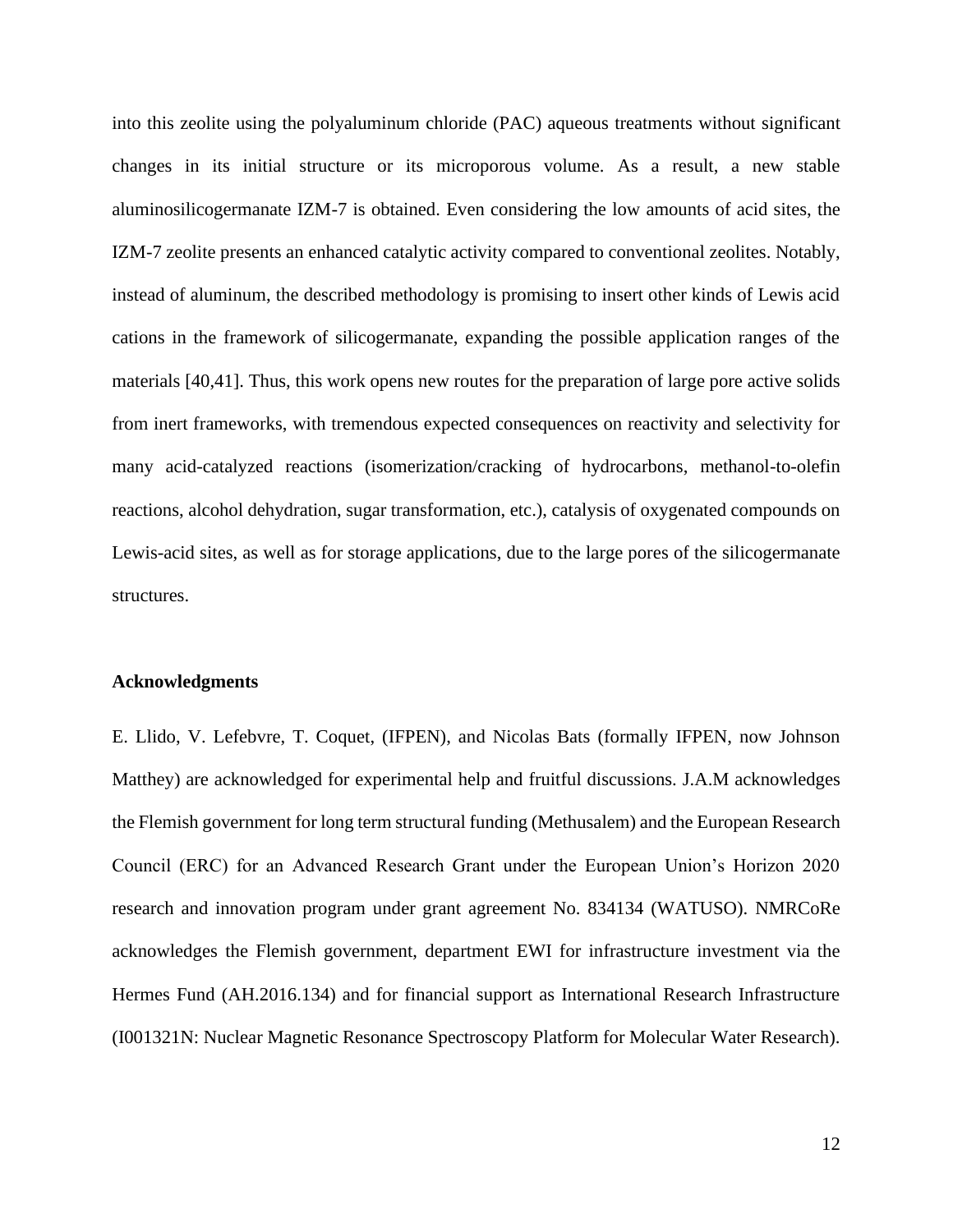into this zeolite using the polyaluminum chloride (PAC) aqueous treatments without significant changes in its initial structure or its microporous volume. As a result, a new stable aluminosilicogermanate IZM-7 is obtained. Even considering the low amounts of acid sites, the IZM-7 zeolite presents an enhanced catalytic activity compared to conventional zeolites. Notably, instead of aluminum, the described methodology is promising to insert other kinds of Lewis acid cations in the framework of silicogermanate, expanding the possible application ranges of the materials [40,41]. Thus, this work opens new routes for the preparation of large pore active solids from inert frameworks, with tremendous expected consequences on reactivity and selectivity for many acid-catalyzed reactions (isomerization/cracking of hydrocarbons, methanol-to-olefin reactions, alcohol dehydration, sugar transformation, etc.), catalysis of oxygenated compounds on Lewis-acid sites, as well as for storage applications, due to the large pores of the silicogermanate structures.

**Acknowledgments**

E. Llido, V. Lefebvre, T. Coquet, (IFPEN), and Nicolas Bats (formally IFPEN, now Johnson Matthey) are acknowledged for experimental help and fruitful discussions. J.A.M acknowledges the Flemish government for long term structural funding (Methusalem) and the European Research Council (ERC) for an Advanced Research Grant under the European Union's Horizon 2020 research and innovation program under grant agreement No. 834134 (WATUSO). NMRCoRe acknowledges the Flemish government, department EWI for infrastructure investment via the Hermes Fund (AH.2016.134) and for financial support as International Research Infrastructure (I001321N: Nuclear Magnetic Resonance Spectroscopy Platform for Molecular Water Research).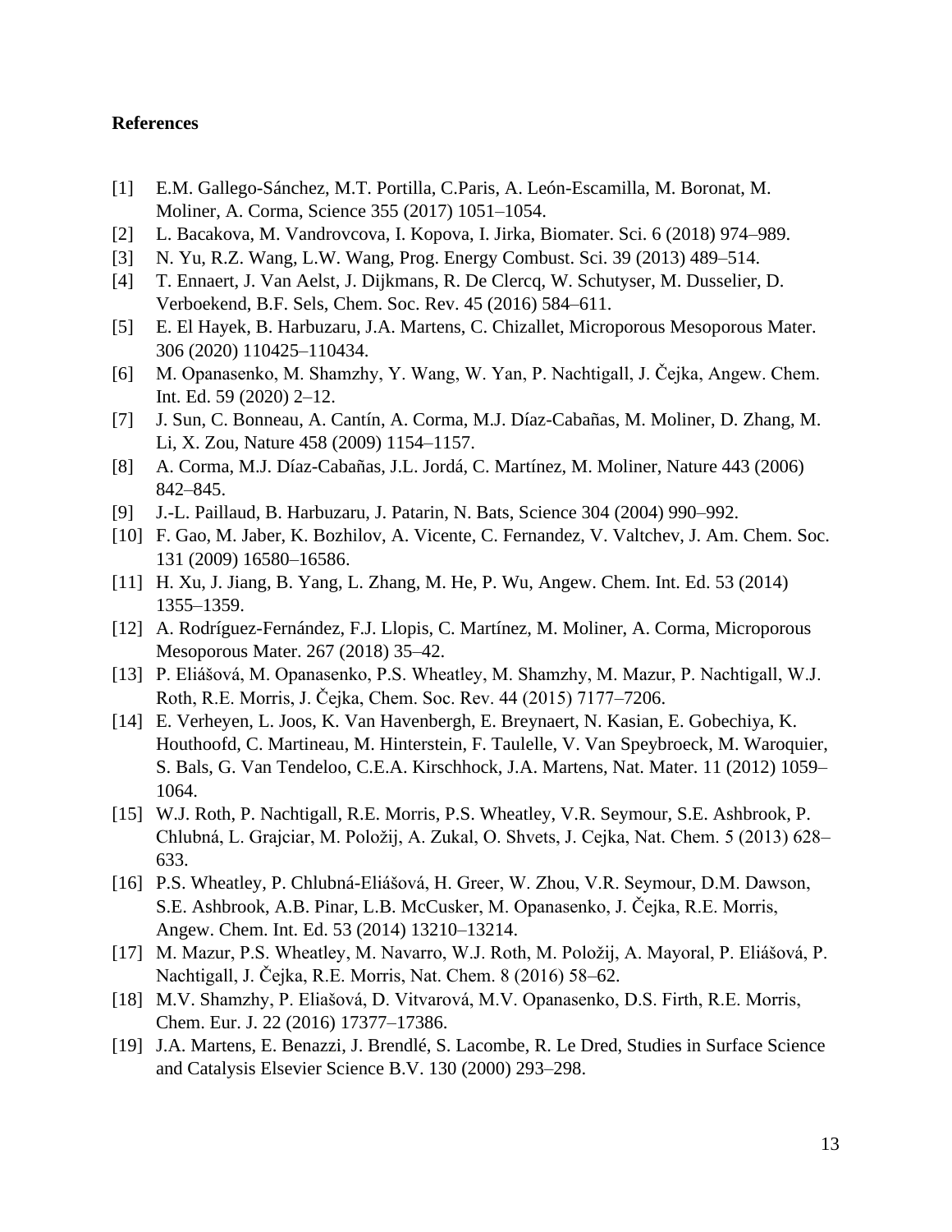**References**

[1] E.M. Gallego-Sánchez, M.T. Portilla, C.Paris, A. León-Escamilla, M. Boronat, M. Moliner, A. Corma, Science 355 (2017) 1051–1054.

[2] L. Bacakova, M. Vandrovcova, I. Kopova, I. Jirka, Biomater. Sci. 6 (2018) 974–989.

[3] N. Yu, R.Z. Wang, L.W. Wang, Prog. Energy Combust. Sci. 39 (2013) 489–514.

[4] T. Ennaert, J. Van Aelst, J. Dijkmans, R. De Clercq, W. Schutyser, M. Dusselier, D. Verboekend, B.F. Sels, Chem. Soc. Rev. 45 (2016) 584–611.

[5] E. El Hayek, B. Harbuzaru, J.A. Martens, C. Chizallet, Microporous Mesoporous Mater. 306 (2020) 110425–110434.

[6] M. Opanasenko, M. Shamzhy, Y. Wang, W. Yan, P. Nachtigall, J. Čejka, Angew. Chem. Int. Ed. 59 (2020) 2–12.

[7] J. Sun, C. Bonneau, A. Cantín, A. Corma, M.J. Díaz-Cabañas, M. Moliner, D. Zhang, M. Li, X. Zou, Nature 458 (2009) 1154–1157.

[8] A. Corma, M.J. Díaz-Cabañas, J.L. Jordá, C. Martínez, M. Moliner, Nature 443 (2006) 842–845.

[9] J.-L. Paillaud, B. Harbuzaru, J. Patarin, N. Bats, Science 304 (2004) 990–992.

[10] F. Gao, M. Jaber, K. Bozhilov, A. Vicente, C. Fernandez, V. Valtchev, J. Am. Chem. Soc. 131 (2009) 16580–16586.

[11] H. Xu, J. Jiang, B. Yang, L. Zhang, M. He, P. Wu, Angew. Chem. Int. Ed. 53 (2014) 1355–1359.

[12] A. Rodríguez-Fernández, F.J. Llopis, C. Martínez, M. Moliner, A. Corma, Microporous Mesoporous Mater. 267 (2018) 35–42.

[13] P. Eliášová, M. Opanasenko, P.S. Wheatley, M. Shamzhy, M. Mazur, P. Nachtigall, W.J. Roth, R.E. Morris, J. Čejka, Chem. Soc. Rev. 44 (2015) 7177–7206.

[14] E. Verheyen, L. Joos, K. Van Havenbergh, E. Breynaert, N. Kasian, E. Gobechiya, K. Houthoofd, C. Martineau, M. Hinterstein, F. Taulelle, V. Van Speybroeck, M. Waroquier, S. Bals, G. Van Tendeloo, C.E.A. Kirschhock, J.A. Martens, Nat. Mater. 11 (2012) 1059–1064.

[15] W.J. Roth, P. Nachtigall, R.E. Morris, P.S. Wheatley, V.R. Seymour, S.E. Ashbrook, P. Chlubná, L. Grajciar, M. Položij, A. Zukal, O. Shvets, J. Cejka, Nat. Chem. 5 (2013) 628–633.

[16] P.S. Wheatley, P. Chlubná-Eliášová, H. Greer, W. Zhou, V.R. Seymour, D.M. Dawson, S.E. Ashbrook, A.B. Pinar, L.B. McCusker, M. Opanasenko, J. Čejka, R.E. Morris, Angew. Chem. Int. Ed. 53 (2014) 13210–13214.

[17] M. Mazur, P.S. Wheatley, M. Navarro, W.J. Roth, M. Položij, A. Mayoral, P. Eliášová, P. Nachtigall, J. Čejka, R.E. Morris, Nat. Chem. 8 (2016) 58–62.

[18] M.V. Shamzhy, P. Eliašová, D. Vitvarová, M.V. Opanasenko, D.S. Firth, R.E. Morris, Chem. Eur. J. 22 (2016) 17377–17386.

[19] J.A. Martens, E. Benazzi, J. Brendlé, S. Lacombe, R. Le Dred, Studies in Surface Science and Catalysis Elsevier Science B.V. 130 (2000) 293–298.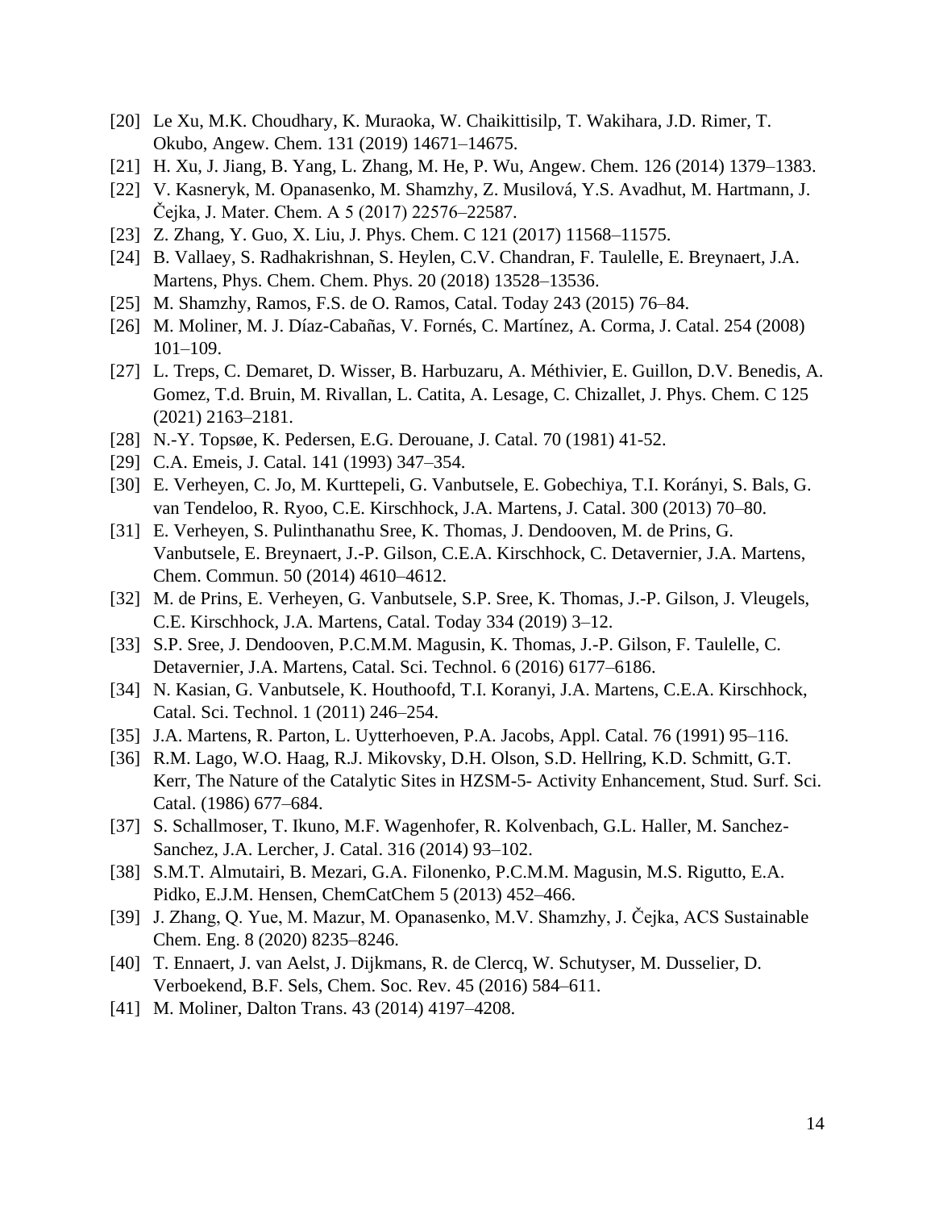[20] Le Xu, M.K. Choudhary, K. Muraoka, W. Chaikittisilp, T. Wakihara, J.D. Rimer, T. Okubo, Angew. Chem. 131 (2019) 14671–14675.

[21] H. Xu, J. Jiang, B. Yang, L. Zhang, M. He, P. Wu, Angew. Chem. 126 (2014) 1379–1383.

[22] V. Kasneryk, M. Opanasenko, M. Shamzhy, Z. Musilová, Y.S. Avadhut, M. Hartmann, J. Čejka, J. Mater. Chem. A 5 (2017) 22576–22587.

[23] Z. Zhang, Y. Guo, X. Liu, J. Phys. Chem. C 121 (2017) 11568–11575.

[24] B. Vallaey, S. Radhakrishnan, S. Heylen, C.V. Chandran, F. Taulelle, E. Breynaert, J.A. Martens, Phys. Chem. Chem. Phys. 20 (2018) 13528–13536.

[25] M. Shamzhy, Ramos, F.S. de O. Ramos, Catal. Today 243 (2015) 76–84.

[26] M. Moliner, M. J. Díaz-Cabañas, V. Fornés, C. Martínez, A. Corma, J. Catal. 254 (2008) 101–109.

[27] L. Treps, C. Demaret, D. Wisser, B. Harbuzaru, A. Méthivier, E. Guillon, D.V. Benedis, A. Gomez, T.d. Bruin, M. Rivallan, L. Catita, A. Lesage, C. Chizallet, J. Phys. Chem. C 125 (2021) 2163–2181.

[28] N.-Y. Topsøe, K. Pedersen, E.G. Derouane, J. Catal. 70 (1981) 41-52.

[29] C.A. Emeis, J. Catal. 141 (1993) 347–354.

[30] E. Verheyen, C. Jo, M. Kurttepeli, G. Vanbutsele, E. Gobechiya, T.I. Korányi, S. Bals, G. van Tendeloo, R. Ryoo, C.E. Kirschhock, J.A. Martens, J. Catal. 300 (2013) 70–80.

[31] E. Verheyen, S. Pulinthanathu Sree, K. Thomas, J. Dendooven, M. de Prins, G. Vanbutsele, E. Breynaert, J.-P. Gilson, C.E.A. Kirschhock, C. Detavernier, J.A. Martens, Chem. Commun. 50 (2014) 4610–4612.

[32] M. de Prins, E. Verheyen, G. Vanbutsele, S.P. Sree, K. Thomas, J.-P. Gilson, J. Vleugels, C.E. Kirschhock, J.A. Martens, Catal. Today 334 (2019) 3–12.

[33] S.P. Sree, J. Dendooven, P.C.M.M. Magusin, K. Thomas, J.-P. Gilson, F. Taulelle, C. Detavernier, J.A. Martens, Catal. Sci. Technol. 6 (2016) 6177–6186.

[34] N. Kasian, G. Vanbutsele, K. Houthoofd, T.I. Koranyi, J.A. Martens, C.E.A. Kirschhock, Catal. Sci. Technol. 1 (2011) 246–254.

[35] J.A. Martens, R. Parton, L. Uytterhoeven, P.A. Jacobs, Appl. Catal. 76 (1991) 95–116.

[36] R.M. Lago, W.O. Haag, R.J. Mikovsky, D.H. Olson, S.D. Hellring, K.D. Schmitt, G.T. Kerr, The Nature of the Catalytic Sites in HZSM-5- Activity Enhancement, Stud. Surf. Sci. Catal. (1986) 677–684.

[37] S. Schallmoser, T. Ikuno, M.F. Wagenhofer, R. Kolvenbach, G.L. Haller, M. Sanchez-Sanchez, J.A. Lercher, J. Catal. 316 (2014) 93–102.

[38] S.M.T. Almutairi, B. Mezari, G.A. Filonenko, P.C.M.M. Magusin, M.S. Rigutto, E.A. Pidko, E.J.M. Hensen, ChemCatChem 5 (2013) 452–466.

[39] J. Zhang, Q. Yue, M. Mazur, M. Opanasenko, M.V. Shamzhy, J. Čejka, ACS Sustainable Chem. Eng. 8 (2020) 8235–8246.

[40] T. Ennaert, J. van Aelst, J. Dijkmans, R. de Clercq, W. Schutyser, M. Dusselier, D. Verboekend, B.F. Sels, Chem. Soc. Rev. 45 (2016) 584–611.

[41] M. Moliner, Dalton Trans. 43 (2014) 4197–4208.